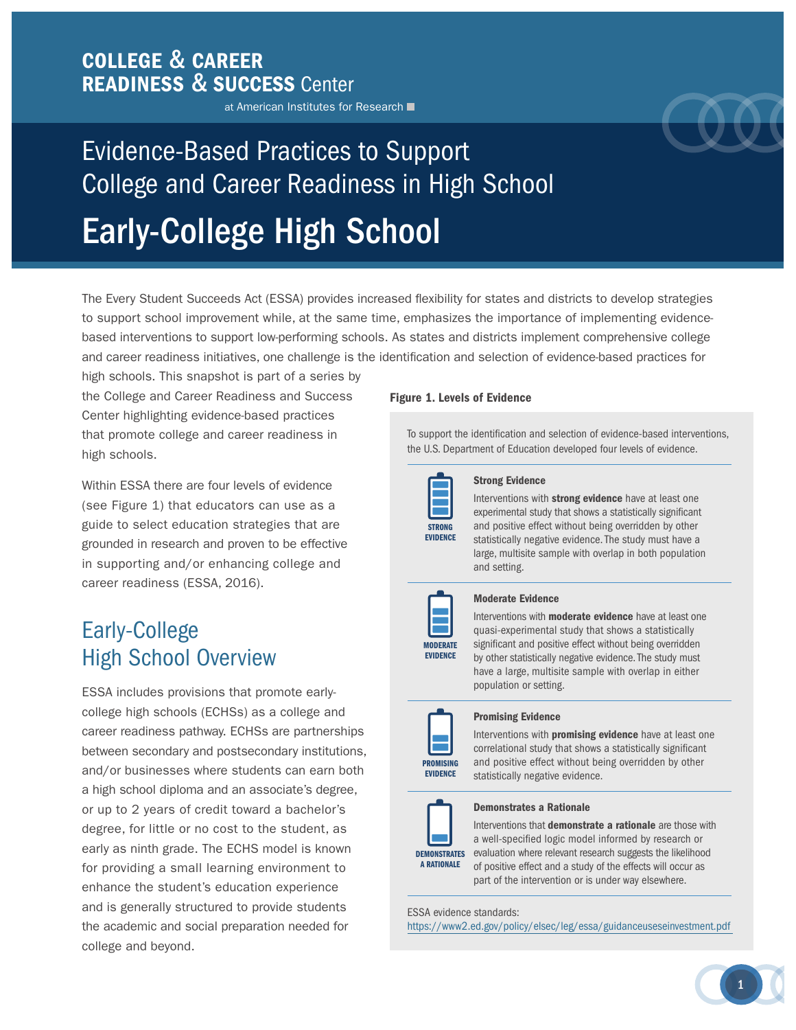**COLLEGE & CAREER READINESS & SUCCESS Center**
at American Institutes for Research

# Evidence-Based Practices to Support College and Career Readiness in High School

# Early-College High School

The Every Student Succeeds Act (ESSA) provides increased flexibility for states and districts to develop strategies to support school improvement while, at the same time, emphasizes the importance of implementing evidence-based interventions to support low-performing schools. As states and districts implement comprehensive college and career readiness initiatives, one challenge is the identification and selection of evidence-based practices for high schools. This snapshot is part of a series by the College and Career Readiness and Success Center highlighting evidence-based practices that promote college and career readiness in high schools.

Within ESSA there are four levels of evidence (see Figure 1) that educators can use as a guide to select education strategies that are grounded in research and proven to be effective in supporting and/or enhancing college and career readiness (ESSA, 2016).

## Early-College High School Overview

ESSA includes provisions that promote early-college high schools (ECHSs) as a college and career readiness pathway. ECHSs are partnerships between secondary and postsecondary institutions, and/or businesses where students can earn both a high school diploma and an associate's degree, or up to 2 years of credit toward a bachelor's degree, for little or no cost to the student, as early as ninth grade. The ECHS model is known for providing a small learning environment to enhance the student's education experience and is generally structured to provide students the academic and social preparation needed for college and beyond.

**Figure 1. Levels of Evidence**

To support the identification and selection of evidence-based interventions, the U.S. Department of Education developed four levels of evidence.

**Strong Evidence**

Interventions with **strong evidence** have at least one experimental study that shows a statistically significant and positive effect without being overridden by other statistically negative evidence. The study must have a large, multisite sample with overlap in both population and setting.

**Moderate Evidence**

Interventions with **moderate evidence** have at least one quasi-experimental study that shows a statistically significant and positive effect without being overridden by other statistically negative evidence. The study must have a large, multisite sample with overlap in either population or setting.

**Promising Evidence**

Interventions with **promising evidence** have at least one correlational study that shows a statistically significant and positive effect without being overridden by other statistically negative evidence.

**Demonstrates a Rationale**

Interventions that **demonstrate a rationale** are those with a well-specified logic model informed by research or evaluation where relevant research suggests the likelihood of positive effect and a study of the effects will occur as part of the intervention or is under way elsewhere.

ESSA evidence standards:
https://www2.ed.gov/policy/elsec/leg/essa/guidanceuseseinvestment.pdf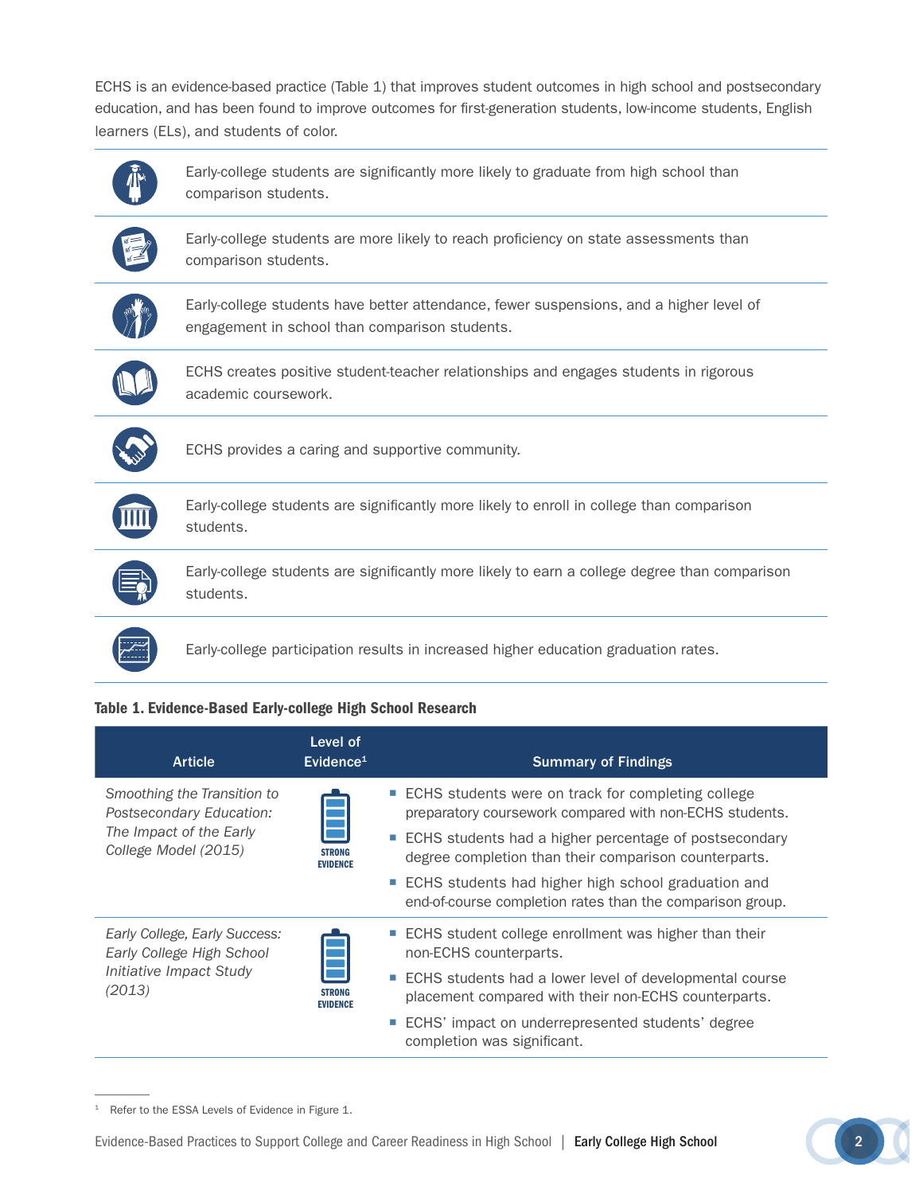ECHS is an evidence-based practice (Table 1) that improves student outcomes in high school and postsecondary education, and has been found to improve outcomes for first-generation students, low-income students, English learners (ELs), and students of color.

- Early-college students are significantly more likely to graduate from high school than comparison students.
- Early-college students are more likely to reach proficiency on state assessments than comparison students.
- Early-college students have better attendance, fewer suspensions, and a higher level of engagement in school than comparison students.
- ECHS creates positive student-teacher relationships and engages students in rigorous academic coursework.
- ECHS provides a caring and supportive community.
- Early-college students are significantly more likely to enroll in college than comparison students.
- Early-college students are significantly more likely to earn a college degree than comparison students.
- Early-college participation results in increased higher education graduation rates.

**Table 1. Evidence-Based Early-college High School Research**

| Article | Level of Evidence[1] | Summary of Findings |
|---|---|---|
| *Smoothing the Transition to Postsecondary Education: The Impact of the Early College Model (2015)* | STRONG EVIDENCE | ▪ ECHS students were on track for completing college preparatory coursework compared with non-ECHS students.<br>▪ ECHS students had a higher percentage of postsecondary degree completion than their comparison counterparts.<br>▪ ECHS students had higher high school graduation and end-of-course completion rates than the comparison group. |
| *Early College, Early Success: Early College High School Initiative Impact Study (2013)* | STRONG EVIDENCE | ▪ ECHS student college enrollment was higher than their non-ECHS counterparts.<br>▪ ECHS students had a lower level of developmental course placement compared with their non-ECHS counterparts.<br>▪ ECHS' impact on underrepresented students' degree completion was significant. |

[1] Refer to the ESSA Levels of Evidence in Figure 1.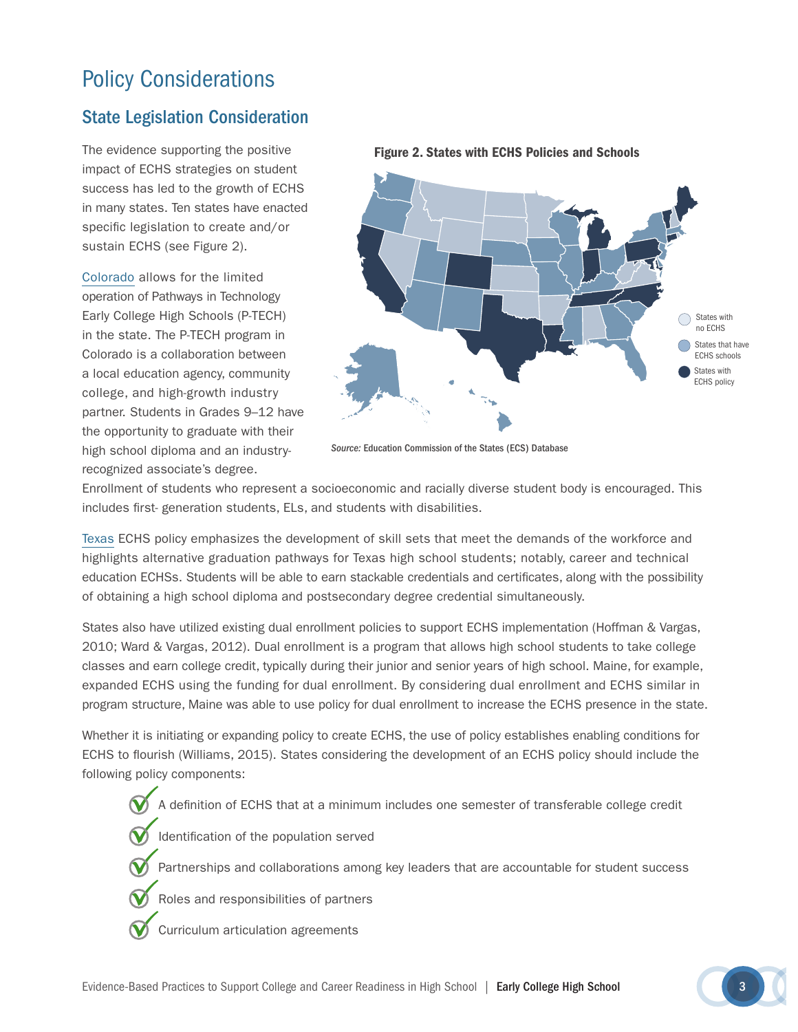# Policy Considerations

## State Legislation Consideration

The evidence supporting the positive impact of ECHS strategies on student success has led to the growth of ECHS in many states. Ten states have enacted specific legislation to create and/or sustain ECHS (see Figure 2).

**Figure 2. States with ECHS Policies and Schools**

States with no ECHS
States that have ECHS schools
States with ECHS policy

*Source:* Education Commission of the States (ECS) Database

Colorado allows for the limited operation of Pathways in Technology Early College High Schools (P-TECH) in the state. The P-TECH program in Colorado is a collaboration between a local education agency, community college, and high-growth industry partner. Students in Grades 9–12 have the opportunity to graduate with their high school diploma and an industry-recognized associate's degree. Enrollment of students who represent a socioeconomic and racially diverse student body is encouraged. This includes first- generation students, ELs, and students with disabilities.

Texas ECHS policy emphasizes the development of skill sets that meet the demands of the workforce and highlights alternative graduation pathways for Texas high school students; notably, career and technical education ECHSs. Students will be able to earn stackable credentials and certificates, along with the possibility of obtaining a high school diploma and postsecondary degree credential simultaneously.

States also have utilized existing dual enrollment policies to support ECHS implementation (Hoffman & Vargas, 2010; Ward & Vargas, 2012). Dual enrollment is a program that allows high school students to take college classes and earn college credit, typically during their junior and senior years of high school. Maine, for example, expanded ECHS using the funding for dual enrollment. By considering dual enrollment and ECHS similar in program structure, Maine was able to use policy for dual enrollment to increase the ECHS presence in the state.

Whether it is initiating or expanding policy to create ECHS, the use of policy establishes enabling conditions for ECHS to flourish (Williams, 2015). States considering the development of an ECHS policy should include the following policy components:

- A definition of ECHS that at a minimum includes one semester of transferable college credit
- Identification of the population served
- Partnerships and collaborations among key leaders that are accountable for student success
- Roles and responsibilities of partners
- Curriculum articulation agreements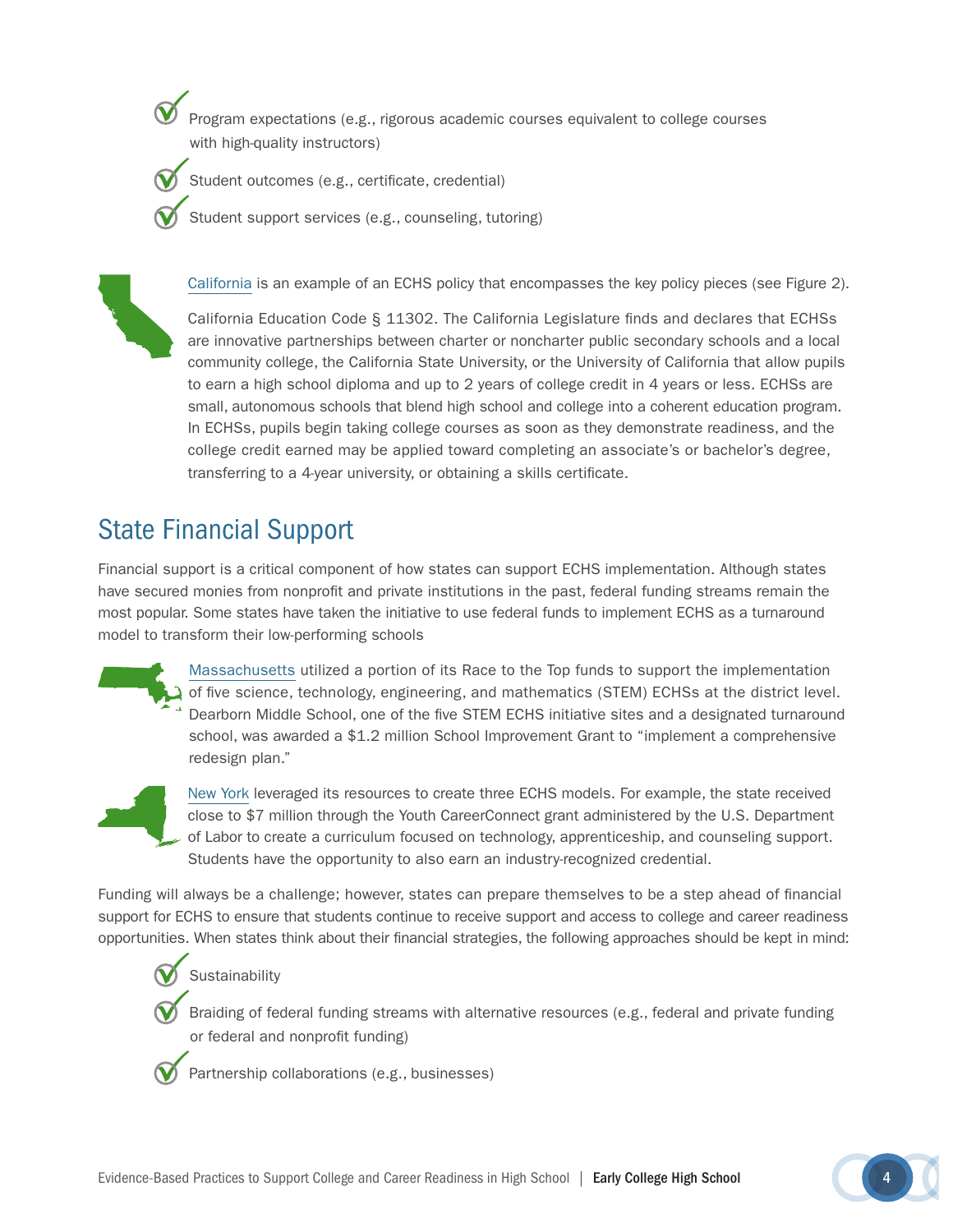- Program expectations (e.g., rigorous academic courses equivalent to college courses with high-quality instructors)
- Student outcomes (e.g., certificate, credential)
- Student support services (e.g., counseling, tutoring)

California is an example of an ECHS policy that encompasses the key policy pieces (see Figure 2).

California Education Code § 11302. The California Legislature finds and declares that ECHSs are innovative partnerships between charter or noncharter public secondary schools and a local community college, the California State University, or the University of California that allow pupils to earn a high school diploma and up to 2 years of college credit in 4 years or less. ECHSs are small, autonomous schools that blend high school and college into a coherent education program. In ECHSs, pupils begin taking college courses as soon as they demonstrate readiness, and the college credit earned may be applied toward completing an associate's or bachelor's degree, transferring to a 4-year university, or obtaining a skills certificate.

## State Financial Support

Financial support is a critical component of how states can support ECHS implementation. Although states have secured monies from nonprofit and private institutions in the past, federal funding streams remain the most popular. Some states have taken the initiative to use federal funds to implement ECHS as a turnaround model to transform their low-performing schools

Massachusetts utilized a portion of its Race to the Top funds to support the implementation of five science, technology, engineering, and mathematics (STEM) ECHSs at the district level. Dearborn Middle School, one of the five STEM ECHS initiative sites and a designated turnaround school, was awarded a $1.2 million School Improvement Grant to "implement a comprehensive redesign plan."

New York leveraged its resources to create three ECHS models. For example, the state received close to $7 million through the Youth CareerConnect grant administered by the U.S. Department of Labor to create a curriculum focused on technology, apprenticeship, and counseling support. Students have the opportunity to also earn an industry-recognized credential.

Funding will always be a challenge; however, states can prepare themselves to be a step ahead of financial support for ECHS to ensure that students continue to receive support and access to college and career readiness opportunities. When states think about their financial strategies, the following approaches should be kept in mind:

- Sustainability
- Braiding of federal funding streams with alternative resources (e.g., federal and private funding or federal and nonprofit funding)
- Partnership collaborations (e.g., businesses)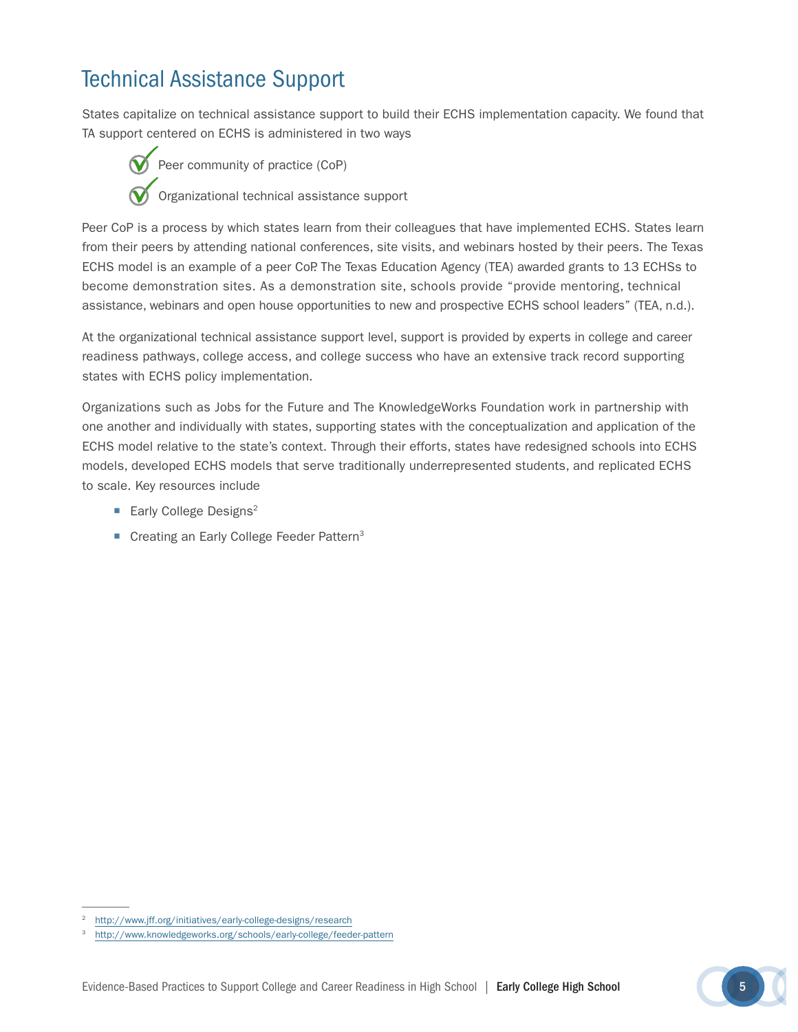## Technical Assistance Support

States capitalize on technical assistance support to build their ECHS implementation capacity. We found that TA support centered on ECHS is administered in two ways

- ✓ Peer community of practice (CoP)
- ✓ Organizational technical assistance support

Peer CoP is a process by which states learn from their colleagues that have implemented ECHS. States learn from their peers by attending national conferences, site visits, and webinars hosted by their peers. The Texas ECHS model is an example of a peer CoP. The Texas Education Agency (TEA) awarded grants to 13 ECHSs to become demonstration sites. As a demonstration site, schools provide "provide mentoring, technical assistance, webinars and open house opportunities to new and prospective ECHS school leaders" (TEA, n.d.).

At the organizational technical assistance support level, support is provided by experts in college and career readiness pathways, college access, and college success who have an extensive track record supporting states with ECHS policy implementation.

Organizations such as Jobs for the Future and The KnowledgeWorks Foundation work in partnership with one another and individually with states, supporting states with the conceptualization and application of the ECHS model relative to the state's context. Through their efforts, states have redesigned schools into ECHS models, developed ECHS models that serve traditionally underrepresented students, and replicated ECHS to scale. Key resources include

- Early College Designs[2]
- Creating an Early College Feeder Pattern[3]

---

[2] http://www.jff.org/initiatives/early-college-designs/research

[3] http://www.knowledgeworks.org/schools/early-college/feeder-pattern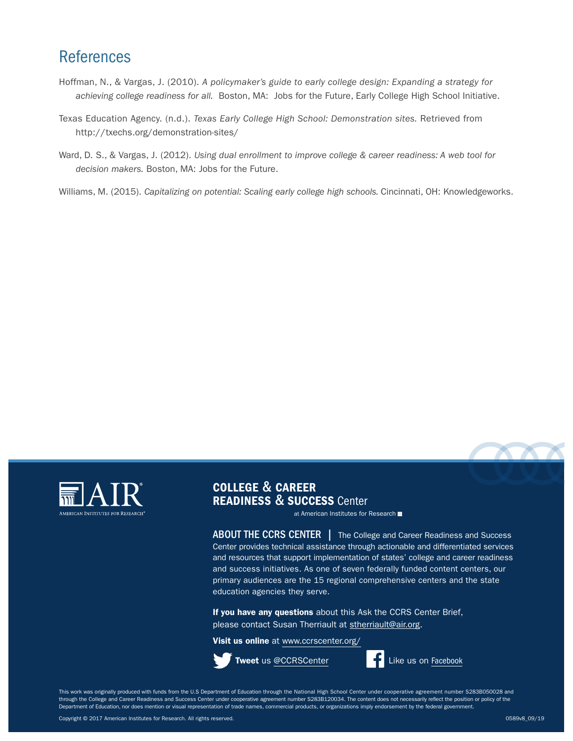## References

Hoffman, N., & Vargas, J. (2010). *A policymaker's guide to early college design: Expanding a strategy for achieving college readiness for all.* Boston, MA: Jobs for the Future, Early College High School Initiative.

Texas Education Agency. (n.d.). *Texas Early College High School: Demonstration sites.* Retrieved from http://txechs.org/demonstration-sites/

Ward, D. S., & Vargas, J. (2012). *Using dual enrollment to improve college & career readiness: A web tool for decision makers.* Boston, MA: Jobs for the Future.

Williams, M. (2015). *Capitalizing on potential: Scaling early college high schools.* Cincinnati, OH: Knowledgeworks.

AIR
AMERICAN INSTITUTES FOR RESEARCH®

**COLLEGE & CAREER READINESS & SUCCESS** Center
at American Institutes for Research

**ABOUT THE CCRS CENTER** | The College and Career Readiness and Success Center provides technical assistance through actionable and differentiated services and resources that support implementation of states' college and career readiness and success initiatives. As one of seven federally funded content centers, our primary audiences are the 15 regional comprehensive centers and the state education agencies they serve.

**If you have any questions** about this Ask the CCRS Center Brief, please contact Susan Therriault at stherriault@air.org.

**Visit us online** at www.ccrscenter.org/

**Tweet** us @CCRSCenter

Like us on Facebook

This work was originally produced with funds from the U.S Department of Education through the National High School Center under cooperative agreement number S283B050028 and through the College and Career Readiness and Success Center under cooperative agreement number S283B120034. The content does not necessarily reflect the position or policy of the Department of Education, nor does mention or visual representation of trade names, commercial products, or organizations imply endorsement by the federal government.

Copyright © 2017 American Institutes for Research. All rights reserved.

0589v8_09/19